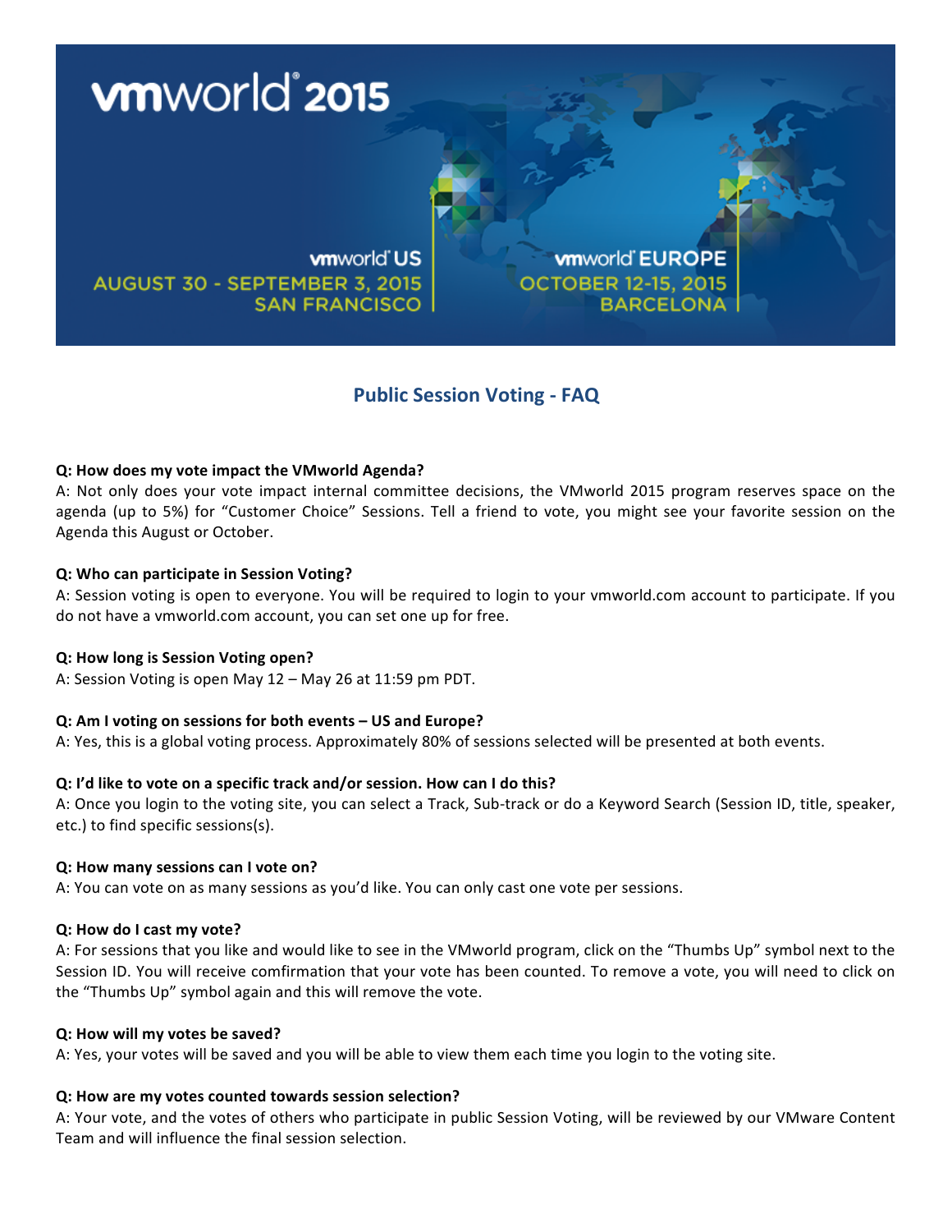vmworld® 2015

vmworld® US
AUGUST 30 - SEPTEMBER 3, 2015
SAN FRANCISCO

vmworld® EUROPE
OCTOBER 12-15, 2015
BARCELONA

## Public Session Voting - FAQ

**Q: How does my vote impact the VMworld Agenda?**
A: Not only does your vote impact internal committee decisions, the VMworld 2015 program reserves space on the agenda (up to 5%) for "Customer Choice" Sessions. Tell a friend to vote, you might see your favorite session on the Agenda this August or October.

**Q: Who can participate in Session Voting?**
A: Session voting is open to everyone. You will be required to login to your vmworld.com account to participate. If you do not have a vmworld.com account, you can set one up for free.

**Q: How long is Session Voting open?**
A: Session Voting is open May 12 – May 26 at 11:59 pm PDT.

**Q: Am I voting on sessions for both events – US and Europe?**
A: Yes, this is a global voting process. Approximately 80% of sessions selected will be presented at both events.

**Q: I'd like to vote on a specific track and/or session. How can I do this?**
A: Once you login to the voting site, you can select a Track, Sub-track or do a Keyword Search (Session ID, title, speaker, etc.) to find specific sessions(s).

**Q: How many sessions can I vote on?**
A: You can vote on as many sessions as you'd like. You can only cast one vote per sessions.

**Q: How do I cast my vote?**
A: For sessions that you like and would like to see in the VMworld program, click on the "Thumbs Up" symbol next to the Session ID. You will receive comfirmation that your vote has been counted. To remove a vote, you will need to click on the "Thumbs Up" symbol again and this will remove the vote.

**Q: How will my votes be saved?**
A: Yes, your votes will be saved and you will be able to view them each time you login to the voting site.

**Q: How are my votes counted towards session selection?**
A: Your vote, and the votes of others who participate in public Session Voting, will be reviewed by our VMware Content Team and will influence the final session selection.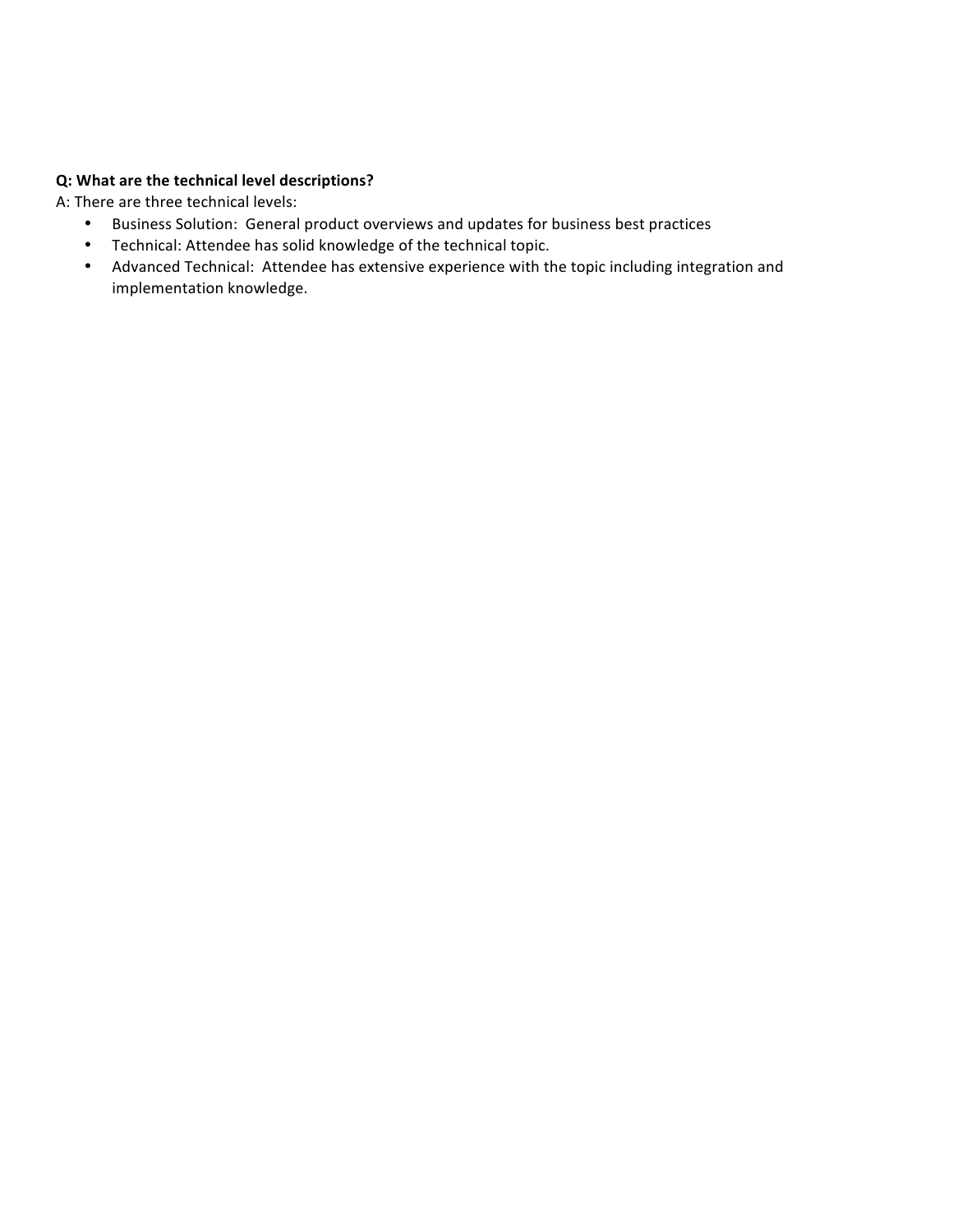**Q: What are the technical level descriptions?**

A: There are three technical levels:

- Business Solution: General product overviews and updates for business best practices
- Technical: Attendee has solid knowledge of the technical topic.
- Advanced Technical: Attendee has extensive experience with the topic including integration and implementation knowledge.